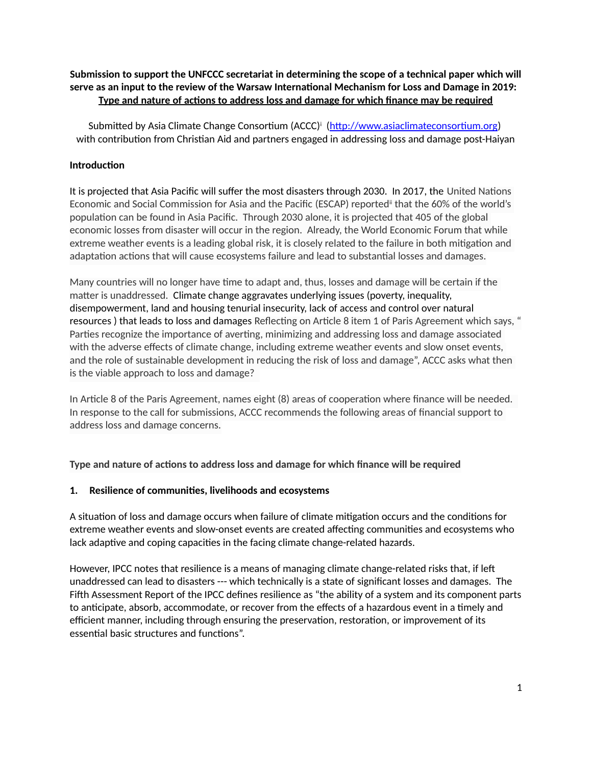**Submission to support the UNFCCC secretariat in determining the scope of a technical paper which will serve as an input to the review of the Warsaw International Mechanism for Loss and Damage in 2019:**
**Type and nature of actions to address loss and damage for which finance may be required**

Submitted by Asia Climate Change Consortium (ACCC)[i] (http://www.asiaclimateconsortium.org) with contribution from Christian Aid and partners engaged in addressing loss and damage post-Haiyan

**Introduction**

It is projected that Asia Pacific will suffer the most disasters through 2030. In 2017, the United Nations Economic and Social Commission for Asia and the Pacific (ESCAP) reported[ii] that the 60% of the world's population can be found in Asia Pacific. Through 2030 alone, it is projected that 405 of the global economic losses from disaster will occur in the region. Already, the World Economic Forum that while extreme weather events is a leading global risk, it is closely related to the failure in both mitigation and adaptation actions that will cause ecosystems failure and lead to substantial losses and damages.

Many countries will no longer have time to adapt and, thus, losses and damage will be certain if the matter is unaddressed. Climate change aggravates underlying issues (poverty, inequality, disempowerment, land and housing tenurial insecurity, lack of access and control over natural resources ) that leads to loss and damages Reflecting on Article 8 item 1 of Paris Agreement which says, " Parties recognize the importance of averting, minimizing and addressing loss and damage associated with the adverse effects of climate change, including extreme weather events and slow onset events, and the role of sustainable development in reducing the risk of loss and damage", ACCC asks what then is the viable approach to loss and damage?

In Article 8 of the Paris Agreement, names eight (8) areas of cooperation where finance will be needed. In response to the call for submissions, ACCC recommends the following areas of financial support to address loss and damage concerns.

**Type and nature of actions to address loss and damage for which finance will be required**

**1. Resilience of communities, livelihoods and ecosystems**

A situation of loss and damage occurs when failure of climate mitigation occurs and the conditions for extreme weather events and slow-onset events are created affecting communities and ecosystems who lack adaptive and coping capacities in the facing climate change-related hazards.

However, IPCC notes that resilience is a means of managing climate change-related risks that, if left unaddressed can lead to disasters --- which technically is a state of significant losses and damages. The Fifth Assessment Report of the IPCC defines resilience as "the ability of a system and its component parts to anticipate, absorb, accommodate, or recover from the effects of a hazardous event in a timely and efficient manner, including through ensuring the preservation, restoration, or improvement of its essential basic structures and functions".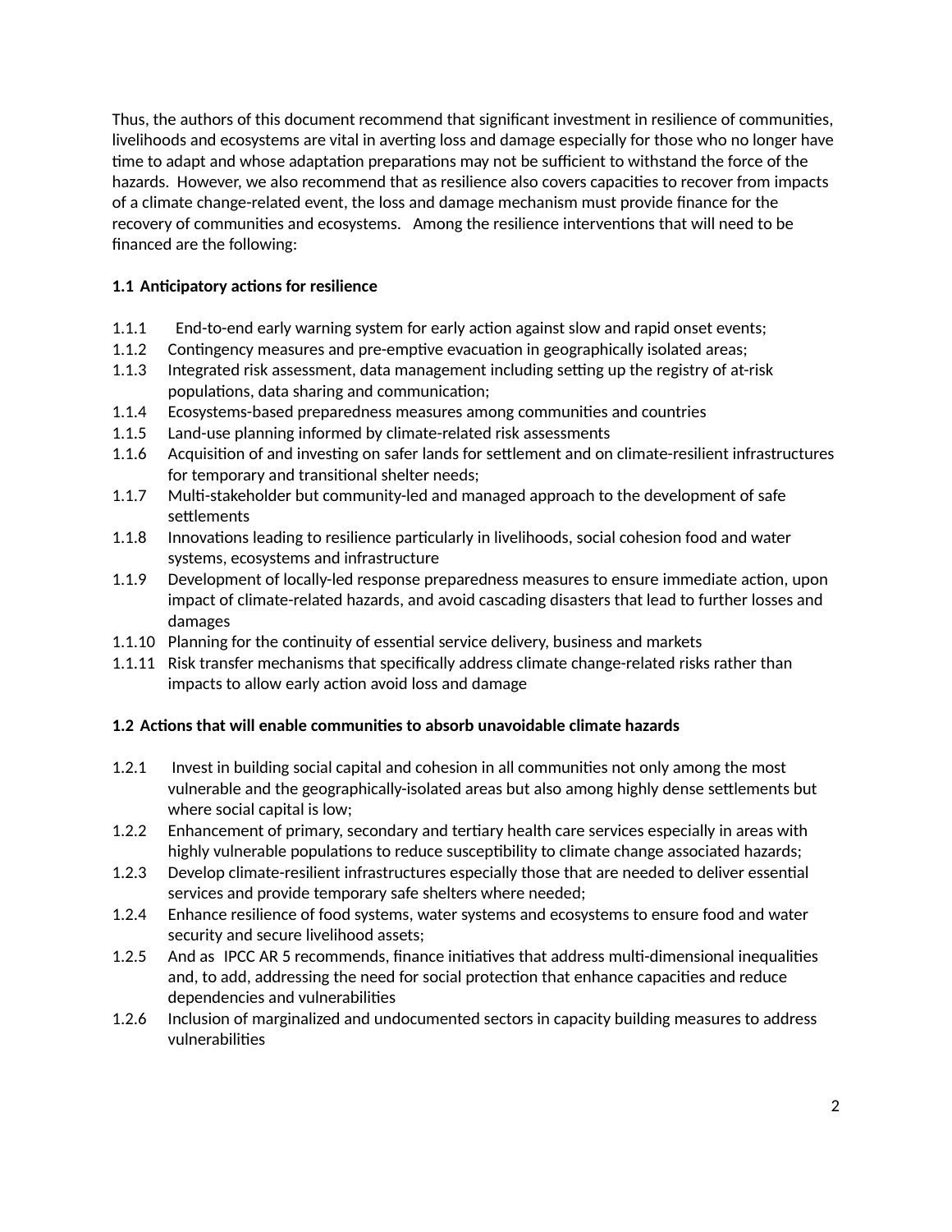Thus, the authors of this document recommend that significant investment in resilience of communities, livelihoods and ecosystems are vital in averting loss and damage especially for those who no longer have time to adapt and whose adaptation preparations may not be sufficient to withstand the force of the hazards. However, we also recommend that as resilience also covers capacities to recover from impacts of a climate change-related event, the loss and damage mechanism must provide finance for the recovery of communities and ecosystems. Among the resilience interventions that will need to be financed are the following:

**1.1 Anticipatory actions for resilience**

1.1.1 End-to-end early warning system for early action against slow and rapid onset events;
1.1.2 Contingency measures and pre-emptive evacuation in geographically isolated areas;
1.1.3 Integrated risk assessment, data management including setting up the registry of at-risk populations, data sharing and communication;
1.1.4 Ecosystems-based preparedness measures among communities and countries
1.1.5 Land-use planning informed by climate-related risk assessments
1.1.6 Acquisition of and investing on safer lands for settlement and on climate-resilient infrastructures for temporary and transitional shelter needs;
1.1.7 Multi-stakeholder but community-led and managed approach to the development of safe settlements
1.1.8 Innovations leading to resilience particularly in livelihoods, social cohesion food and water systems, ecosystems and infrastructure
1.1.9 Development of locally-led response preparedness measures to ensure immediate action, upon impact of climate-related hazards, and avoid cascading disasters that lead to further losses and damages
1.1.10 Planning for the continuity of essential service delivery, business and markets
1.1.11 Risk transfer mechanisms that specifically address climate change-related risks rather than impacts to allow early action avoid loss and damage

**1.2 Actions that will enable communities to absorb unavoidable climate hazards**

1.2.1 Invest in building social capital and cohesion in all communities not only among the most vulnerable and the geographically-isolated areas but also among highly dense settlements but where social capital is low;
1.2.2 Enhancement of primary, secondary and tertiary health care services especially in areas with highly vulnerable populations to reduce susceptibility to climate change associated hazards;
1.2.3 Develop climate-resilient infrastructures especially those that are needed to deliver essential services and provide temporary safe shelters where needed;
1.2.4 Enhance resilience of food systems, water systems and ecosystems to ensure food and water security and secure livelihood assets;
1.2.5 And as IPCC AR 5 recommends, finance initiatives that address multi-dimensional inequalities and, to add, addressing the need for social protection that enhance capacities and reduce dependencies and vulnerabilities
1.2.6 Inclusion of marginalized and undocumented sectors in capacity building measures to address vulnerabilities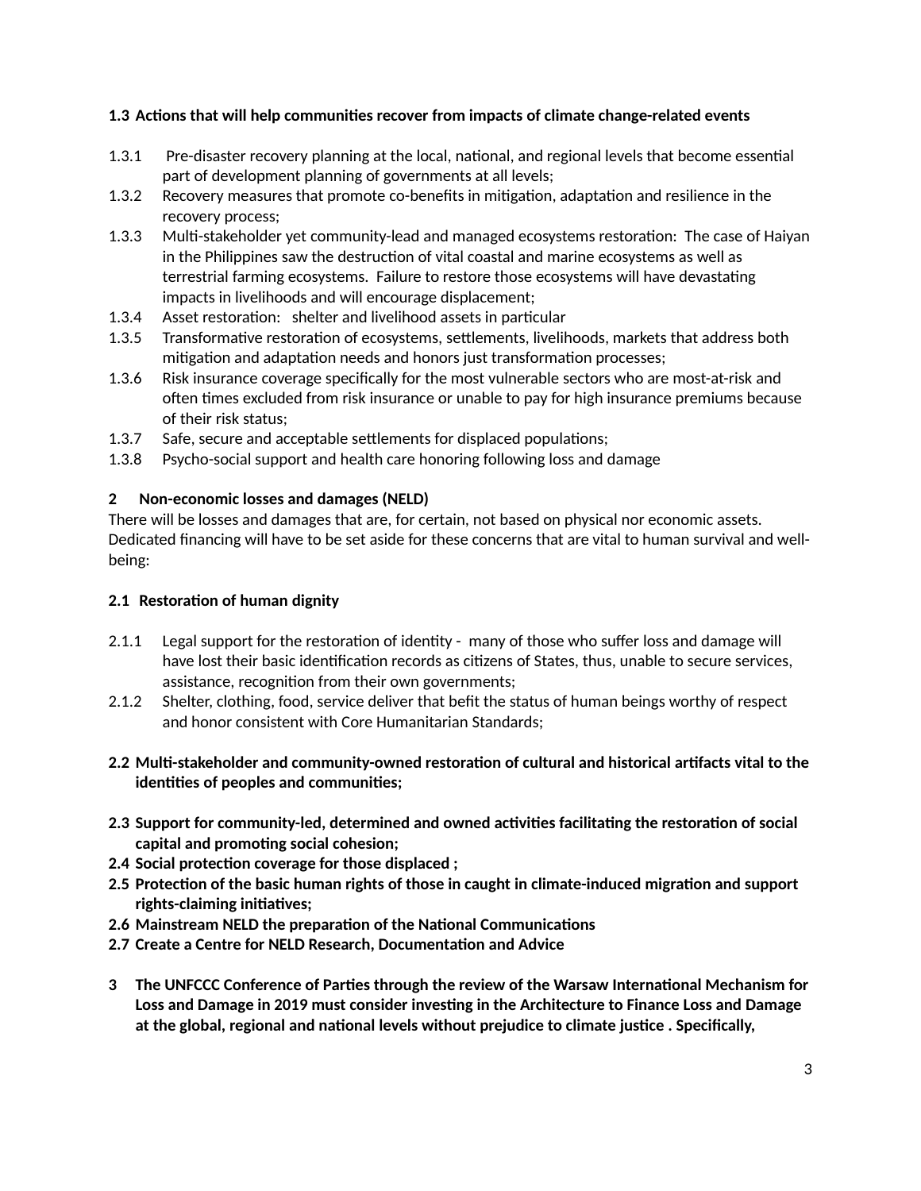**1.3 Actions that will help communities recover from impacts of climate change-related events**

1.3.1 Pre-disaster recovery planning at the local, national, and regional levels that become essential part of development planning of governments at all levels;

1.3.2 Recovery measures that promote co-benefits in mitigation, adaptation and resilience in the recovery process;

1.3.3 Multi-stakeholder yet community-lead and managed ecosystems restoration: The case of Haiyan in the Philippines saw the destruction of vital coastal and marine ecosystems as well as terrestrial farming ecosystems. Failure to restore those ecosystems will have devastating impacts in livelihoods and will encourage displacement;

1.3.4 Asset restoration: shelter and livelihood assets in particular

1.3.5 Transformative restoration of ecosystems, settlements, livelihoods, markets that address both mitigation and adaptation needs and honors just transformation processes;

1.3.6 Risk insurance coverage specifically for the most vulnerable sectors who are most-at-risk and often times excluded from risk insurance or unable to pay for high insurance premiums because of their risk status;

1.3.7 Safe, secure and acceptable settlements for displaced populations;

1.3.8 Psycho-social support and health care honoring following loss and damage

**2 Non-economic losses and damages (NELD)**

There will be losses and damages that are, for certain, not based on physical nor economic assets. Dedicated financing will have to be set aside for these concerns that are vital to human survival and well-being:

**2.1 Restoration of human dignity**

2.1.1 Legal support for the restoration of identity - many of those who suffer loss and damage will have lost their basic identification records as citizens of States, thus, unable to secure services, assistance, recognition from their own governments;

2.1.2 Shelter, clothing, food, service deliver that befit the status of human beings worthy of respect and honor consistent with Core Humanitarian Standards;

**2.2 Multi-stakeholder and community-owned restoration of cultural and historical artifacts vital to the identities of peoples and communities;**

**2.3 Support for community-led, determined and owned activities facilitating the restoration of social capital and promoting social cohesion;**

**2.4 Social protection coverage for those displaced ;**

**2.5 Protection of the basic human rights of those in caught in climate-induced migration and support rights-claiming initiatives;**

**2.6 Mainstream NELD the preparation of the National Communications**

**2.7 Create a Centre for NELD Research, Documentation and Advice**

**3 The UNFCCC Conference of Parties through the review of the Warsaw International Mechanism for Loss and Damage in 2019 must consider investing in the Architecture to Finance Loss and Damage at the global, regional and national levels without prejudice to climate justice . Specifically,**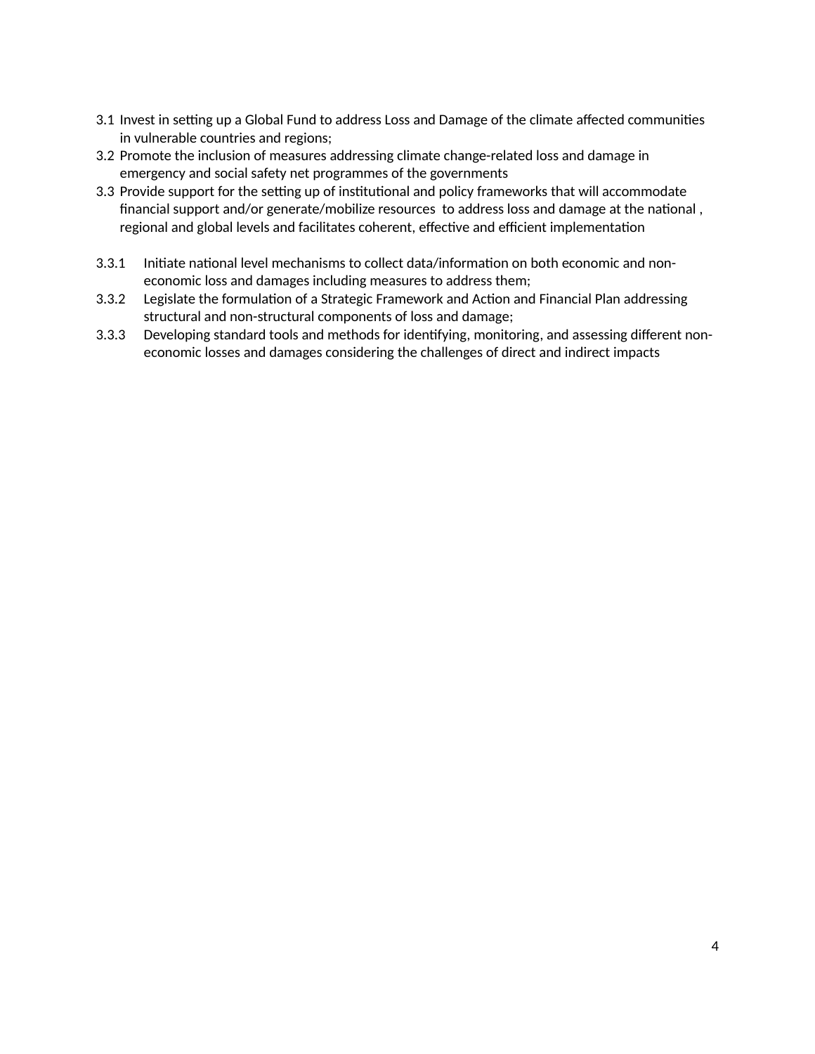3.1 Invest in setting up a Global Fund to address Loss and Damage of the climate affected communities in vulnerable countries and regions;

3.2 Promote the inclusion of measures addressing climate change-related loss and damage in emergency and social safety net programmes of the governments

3.3 Provide support for the setting up of institutional and policy frameworks that will accommodate financial support and/or generate/mobilize resources to address loss and damage at the national , regional and global levels and facilitates coherent, effective and efficient implementation

3.3.1 Initiate national level mechanisms to collect data/information on both economic and non-economic loss and damages including measures to address them;

3.3.2 Legislate the formulation of a Strategic Framework and Action and Financial Plan addressing structural and non-structural components of loss and damage;

3.3.3 Developing standard tools and methods for identifying, monitoring, and assessing different non-economic losses and damages considering the challenges of direct and indirect impacts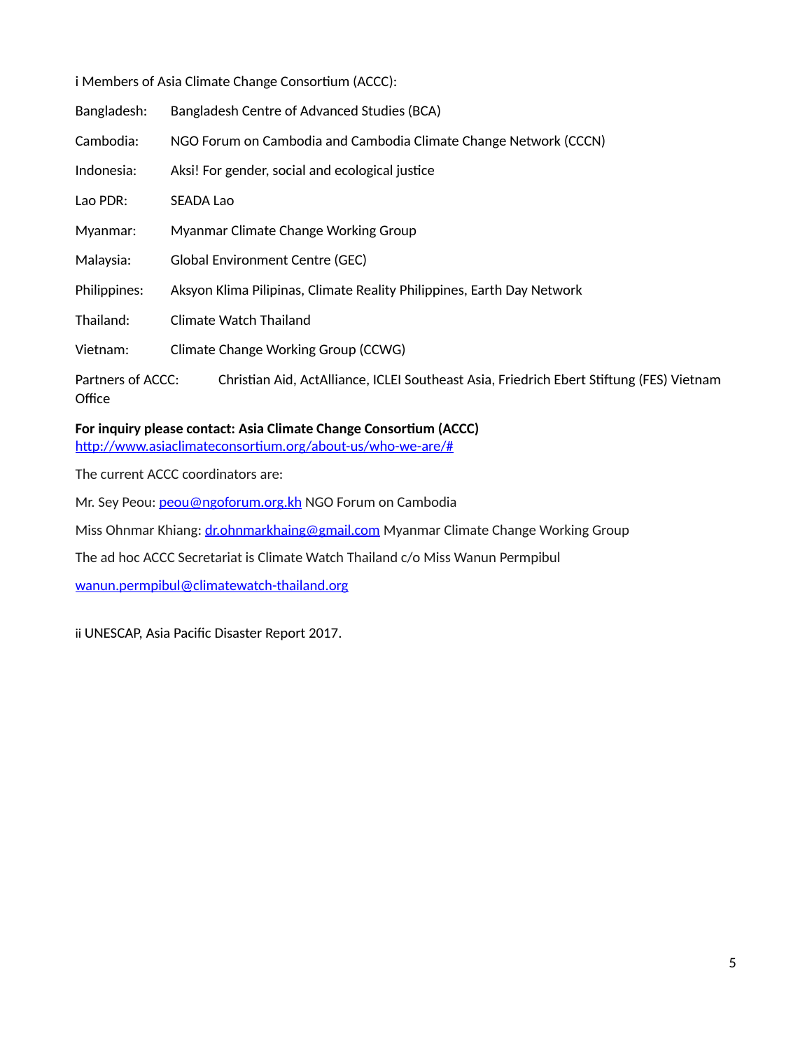i Members of Asia Climate Change Consortium (ACCC):

| | |
|---|---|
| Bangladesh: | Bangladesh Centre of Advanced Studies (BCA) |
| Cambodia: | NGO Forum on Cambodia and Cambodia Climate Change Network (CCCN) |
| Indonesia: | Aksi! For gender, social and ecological justice |
| Lao PDR: | SEADA Lao |
| Myanmar: | Myanmar Climate Change Working Group |
| Malaysia: | Global Environment Centre (GEC) |
| Philippines: | Aksyon Klima Pilipinas, Climate Reality Philippines, Earth Day Network |
| Thailand: | Climate Watch Thailand |
| Vietnam: | Climate Change Working Group (CCWG) |

Partners of ACCC: Christian Aid, ActAlliance, ICLEI Southeast Asia, Friedrich Ebert Stiftung (FES) Vietnam Office

**For inquiry please contact: Asia Climate Change Consortium (ACCC)**
http://www.asiaclimateconsortium.org/about-us/who-we-are/#

The current ACCC coordinators are:

Mr. Sey Peou: peou@ngoforum.org.kh NGO Forum on Cambodia

Miss Ohnmar Khiang: dr.ohnmarkhaing@gmail.com Myanmar Climate Change Working Group

The ad hoc ACCC Secretariat is Climate Watch Thailand c/o Miss Wanun Permpibul

wanun.permpibul@climatewatch-thailand.org

ii UNESCAP, Asia Pacific Disaster Report 2017.